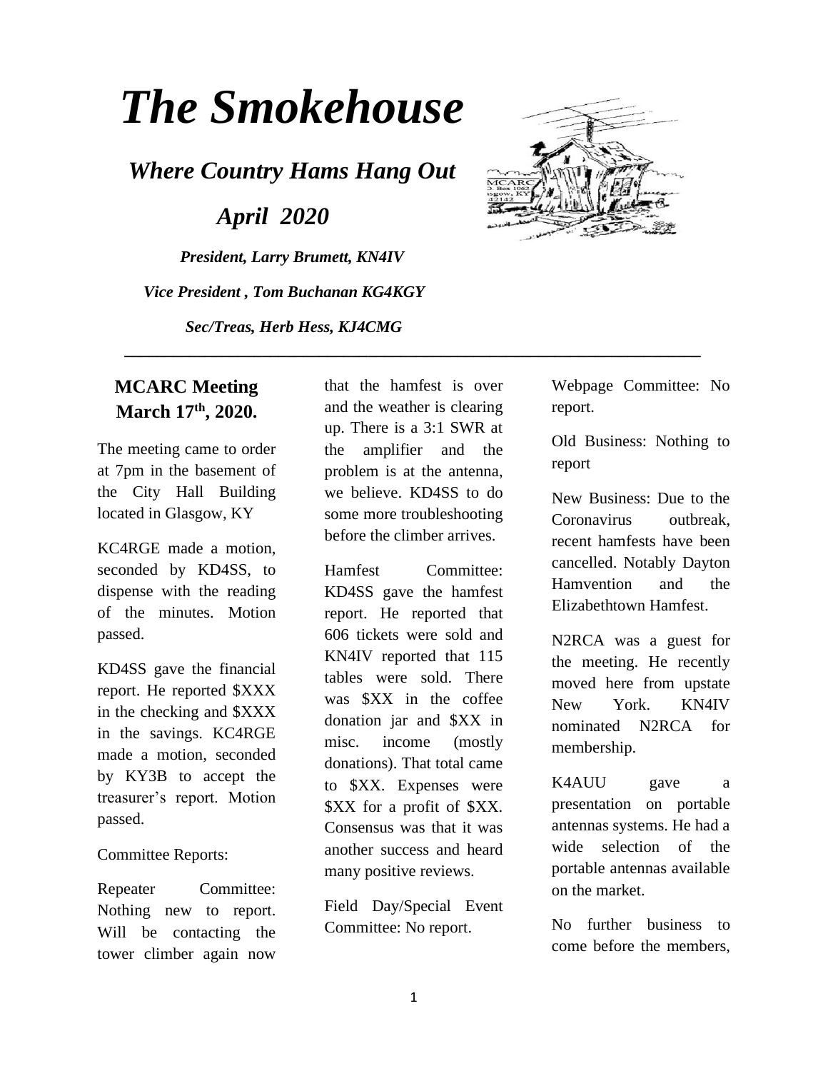# *The Smokehouse*

## *Where Country Hams Hang Out*

## *April 2020*

***President, Larry Brumett, KN4IV***

***Vice President , Tom Buchanan KG4KGY***

***Sec/Treas, Herb Hess, KJ4CMG***

---

### MCARC Meeting March 17th, 2020.

The meeting came to order at 7pm in the basement of the City Hall Building located in Glasgow, KY

KC4RGE made a motion, seconded by KD4SS, to dispense with the reading of the minutes. Motion passed.

KD4SS gave the financial report. He reported $XXX in the checking and $XXX in the savings. KC4RGE made a motion, seconded by KY3B to accept the treasurer's report. Motion passed.

Committee Reports:

Repeater Committee: Nothing new to report. Will be contacting the tower climber again now that the hamfest is over and the weather is clearing up. There is a 3:1 SWR at the amplifier and the problem is at the antenna, we believe. KD4SS to do some more troubleshooting before the climber arrives.

Hamfest Committee: KD4SS gave the hamfest report. He reported that 606 tickets were sold and KN4IV reported that 115 tables were sold. There was $XX in the coffee donation jar and $XX in misc. income (mostly donations). That total came to $XX. Expenses were $XX for a profit of $XX. Consensus was that it was another success and heard many positive reviews.

Field Day/Special Event Committee: No report.

Webpage Committee: No report.

Old Business: Nothing to report

New Business: Due to the Coronavirus outbreak, recent hamfests have been cancelled. Notably Dayton Hamvention and the Elizabethtown Hamfest.

N2RCA was a guest for the meeting. He recently moved here from upstate New York. KN4IV nominated N2RCA for membership.

K4AUU gave a presentation on portable antennas systems. He had a wide selection of the portable antennas available on the market.

No further business to come before the members,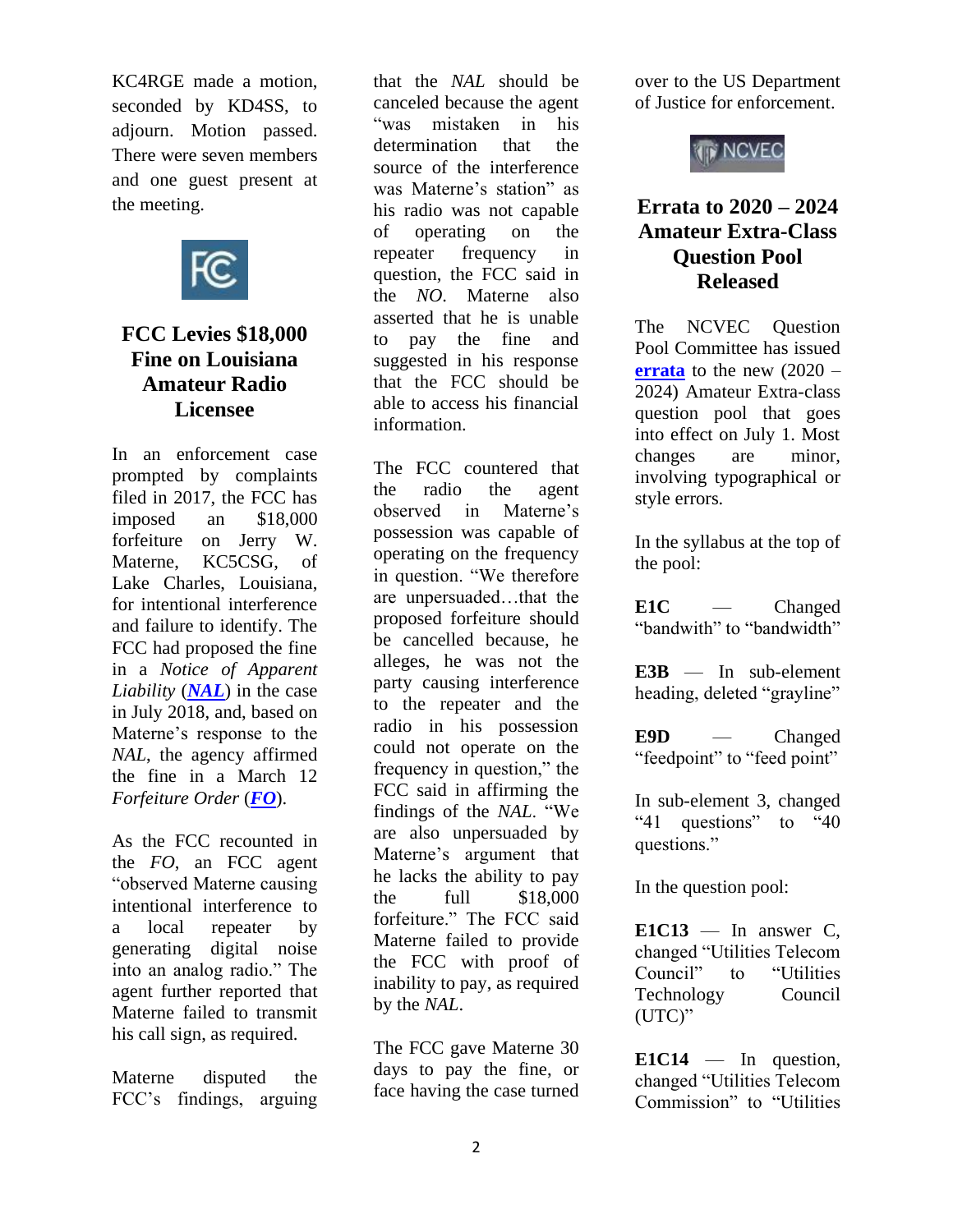KC4RGE made a motion, seconded by KD4SS, to adjourn. Motion passed. There were seven members and one guest present at the meeting.

## FCC Levies $18,000 Fine on Louisiana Amateur Radio Licensee

In an enforcement case prompted by complaints filed in 2017, the FCC has imposed an $18,000 forfeiture on Jerry W. Materne, KC5CSG, of Lake Charles, Louisiana, for intentional interference and failure to identify. The FCC had proposed the fine in a *Notice of Apparent Liability* (***NAL***) in the case in July 2018, and, based on Materne's response to the *NAL*, the agency affirmed the fine in a March 12 *Forfeiture Order* (***FO***).

As the FCC recounted in the *FO*, an FCC agent "observed Materne causing intentional interference to a local repeater by generating digital noise into an analog radio." The agent further reported that Materne failed to transmit his call sign, as required.

Materne disputed the FCC's findings, arguing that the *NAL* should be canceled because the agent "was mistaken in his determination that the source of the interference was Materne's station" as his radio was not capable of operating on the repeater frequency in question, the FCC said in the *NO*. Materne also asserted that he is unable to pay the fine and suggested in his response that the FCC should be able to access his financial information.

The FCC countered that the radio the agent observed in Materne's possession was capable of operating on the frequency in question. "We therefore are unpersuaded…that the proposed forfeiture should be cancelled because, he alleges, he was not the party causing interference to the repeater and the radio in his possession could not operate on the frequency in question," the FCC said in affirming the findings of the *NAL*. "We are also unpersuaded by Materne's argument that he lacks the ability to pay the full $18,000 forfeiture." The FCC said Materne failed to provide the FCC with proof of inability to pay, as required by the *NAL*.

The FCC gave Materne 30 days to pay the fine, or face having the case turned over to the US Department of Justice for enforcement.

## Errata to 2020 – 2024 Amateur Extra-Class Question Pool Released

The NCVEC Question Pool Committee has issued **errata** to the new (2020 – 2024) Amateur Extra-class question pool that goes into effect on July 1. Most changes are minor, involving typographical or style errors.

In the syllabus at the top of the pool:

**E1C** — Changed "bandwith" to "bandwidth"

**E3B** — In sub-element heading, deleted "grayline"

**E9D** — Changed "feedpoint" to "feed point"

In sub-element 3, changed "41 questions" to "40 questions."

In the question pool:

**E1C13** — In answer C, changed "Utilities Telecom Council" to "Utilities Technology Council (UTC)"

**E1C14** — In question, changed "Utilities Telecom Commission" to "Utilities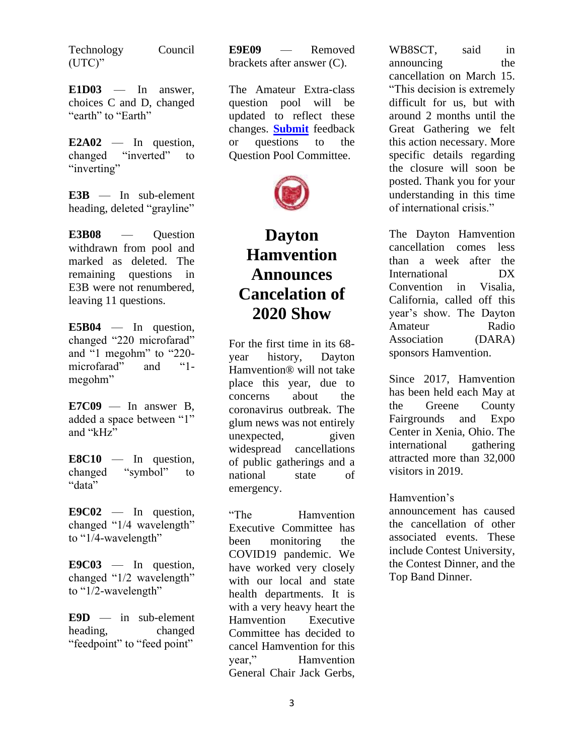Technology Council (UTC)"

**E1D03** — In answer, choices C and D, changed "earth" to "Earth"

**E2A02** — In question, changed "inverted" to "inverting"

**E3B** — In sub-element heading, deleted "grayline"

**E3B08** — Question withdrawn from pool and marked as deleted. The remaining questions in E3B were not renumbered, leaving 11 questions.

**E5B04** — In question, changed "220 microfarad" and "1 megohm" to "220-microfarad" and "1-megohm"

**E7C09** — In answer B, added a space between "1" and "kHz"

**E8C10** — In question, changed "symbol" to "data"

**E9C02** — In question, changed "1/4 wavelength" to "1/4-wavelength"

**E9C03** — In question, changed "1/2 wavelength" to "1/2-wavelength"

**E9D** — in sub-element heading, changed "feedpoint" to "feed point"

**E9E09** — Removed brackets after answer (C).

The Amateur Extra-class question pool will be updated to reflect these changes. **Submit** feedback or questions to the Question Pool Committee.

# Dayton Hamvention Announces Cancelation of 2020 Show

For the first time in its 68-year history, Dayton Hamvention® will not take place this year, due to concerns about the coronavirus outbreak. The glum news was not entirely unexpected, given widespread cancellations of public gatherings and a national state of emergency.

"The Hamvention Executive Committee has been monitoring the COVID19 pandemic. We have worked very closely with our local and state health departments. It is with a very heavy heart the Hamvention Executive Committee has decided to cancel Hamvention for this year," Hamvention General Chair Jack Gerbs, WB8SCT, said in announcing the cancellation on March 15. "This decision is extremely difficult for us, but with around 2 months until the Great Gathering we felt this action necessary. More specific details regarding the closure will soon be posted. Thank you for your understanding in this time of international crisis."

The Dayton Hamvention cancellation comes less than a week after the International DX Convention in Visalia, California, called off this year's show. The Dayton Amateur Radio Association (DARA) sponsors Hamvention.

Since 2017, Hamvention has been held each May at the Greene County Fairgrounds and Expo Center in Xenia, Ohio. The international gathering attracted more than 32,000 visitors in 2019.

Hamvention's announcement has caused the cancellation of other associated events. These include Contest University, the Contest Dinner, and the Top Band Dinner.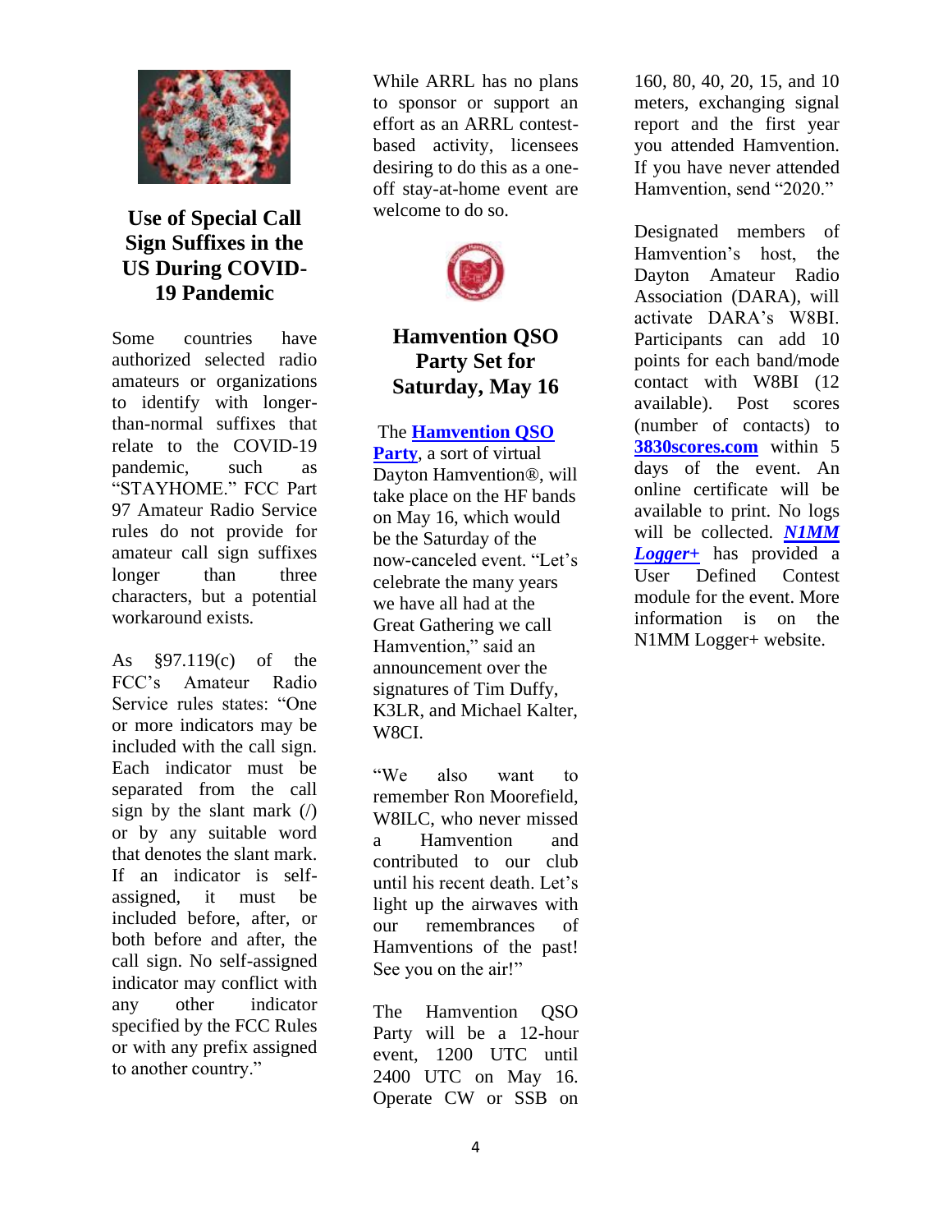## Use of Special Call Sign Suffixes in the US During COVID-19 Pandemic

Some countries have authorized selected radio amateurs or organizations to identify with longer-than-normal suffixes that relate to the COVID-19 pandemic, such as "STAYHOME." FCC Part 97 Amateur Radio Service rules do not provide for amateur call sign suffixes longer than three characters, but a potential workaround exists.

As §97.119(c) of the FCC's Amateur Radio Service rules states: "One or more indicators may be included with the call sign. Each indicator must be separated from the call sign by the slant mark (/) or by any suitable word that denotes the slant mark. If an indicator is self-assigned, it must be included before, after, or both before and after, the call sign. No self-assigned indicator may conflict with any other indicator specified by the FCC Rules or with any prefix assigned to another country."

While ARRL has no plans to sponsor or support an effort as an ARRL contest-based activity, licensees desiring to do this as a one-off stay-at-home event are welcome to do so.

## Hamvention QSO Party Set for Saturday, May 16

The **Hamvention QSO Party**, a sort of virtual Dayton Hamvention®, will take place on the HF bands on May 16, which would be the Saturday of the now-canceled event. "Let's celebrate the many years we have all had at the Great Gathering we call Hamvention," said an announcement over the signatures of Tim Duffy, K3LR, and Michael Kalter, W8CI.

"We also want to remember Ron Moorefield, W8ILC, who never missed a Hamvention and contributed to our club until his recent death. Let's light up the airwaves with our remembrances of Hamventions of the past! See you on the air!"

The Hamvention QSO Party will be a 12-hour event, 1200 UTC until 2400 UTC on May 16. Operate CW or SSB on 160, 80, 40, 20, 15, and 10 meters, exchanging signal report and the first year you attended Hamvention. If you have never attended Hamvention, send "2020."

Designated members of Hamvention's host, the Dayton Amateur Radio Association (DARA), will activate DARA's W8BI. Participants can add 10 points for each band/mode contact with W8BI (12 available). Post scores (number of contacts) to **3830scores.com** within 5 days of the event. An online certificate will be available to print. No logs will be collected. ***N1MM Logger+*** has provided a User Defined Contest module for the event. More information is on the N1MM Logger+ website.